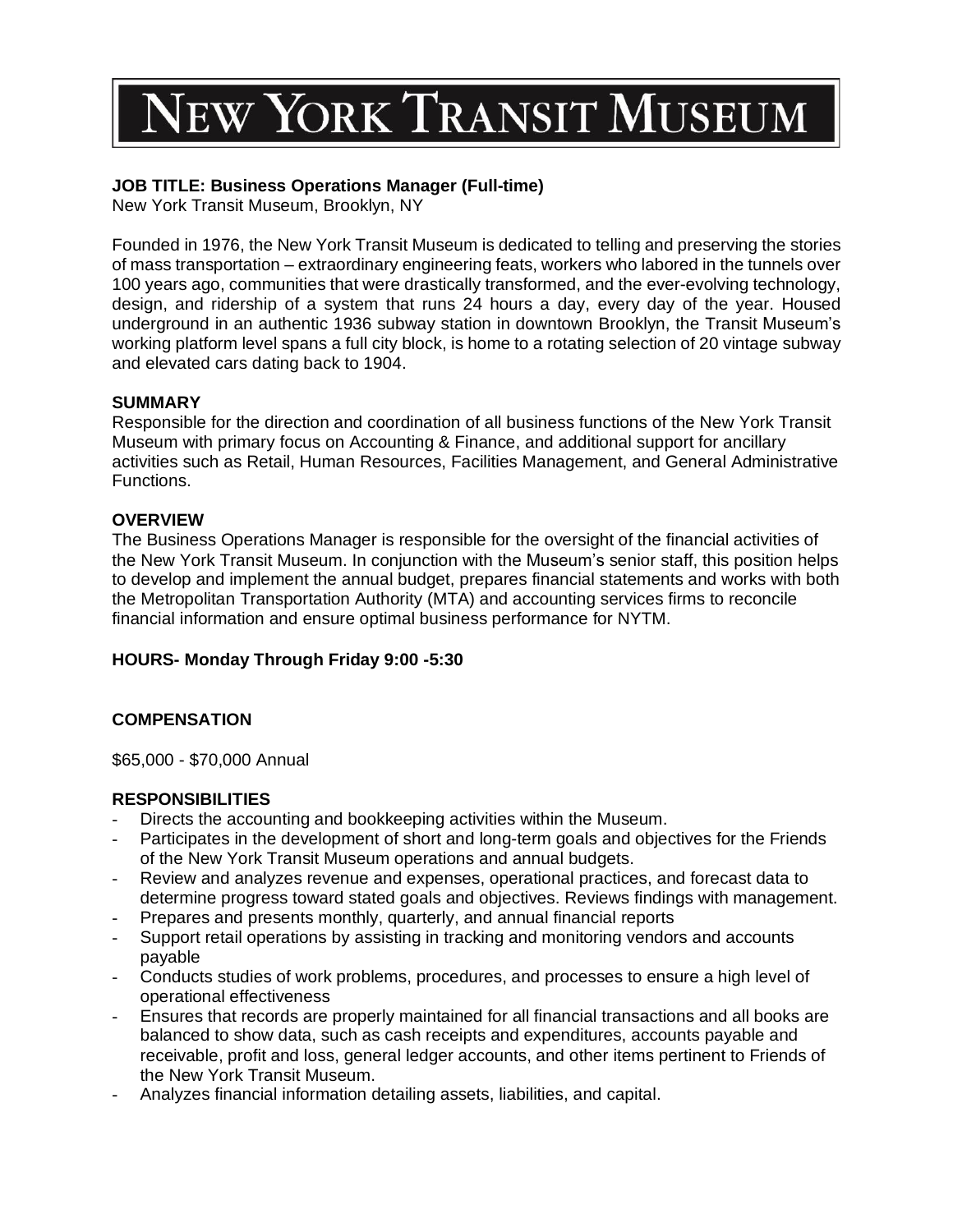# NEW YORK TRANSIT MUSEUM

**JOB TITLE: Business Operations Manager (Full-time)**
New York Transit Museum, Brooklyn, NY

Founded in 1976, the New York Transit Museum is dedicated to telling and preserving the stories of mass transportation – extraordinary engineering feats, workers who labored in the tunnels over 100 years ago, communities that were drastically transformed, and the ever-evolving technology, design, and ridership of a system that runs 24 hours a day, every day of the year. Housed underground in an authentic 1936 subway station in downtown Brooklyn, the Transit Museum's working platform level spans a full city block, is home to a rotating selection of 20 vintage subway and elevated cars dating back to 1904.

**SUMMARY**
Responsible for the direction and coordination of all business functions of the New York Transit Museum with primary focus on Accounting & Finance, and additional support for ancillary activities such as Retail, Human Resources, Facilities Management, and General Administrative Functions.

**OVERVIEW**
The Business Operations Manager is responsible for the oversight of the financial activities of the New York Transit Museum. In conjunction with the Museum's senior staff, this position helps to develop and implement the annual budget, prepares financial statements and works with both the Metropolitan Transportation Authority (MTA) and accounting services firms to reconcile financial information and ensure optimal business performance for NYTM.

**HOURS- Monday Through Friday 9:00 -5:30**

**COMPENSATION**

$65,000 - $70,000 Annual

**RESPONSIBILITIES**

- Directs the accounting and bookkeeping activities within the Museum.
- Participates in the development of short and long-term goals and objectives for the Friends of the New York Transit Museum operations and annual budgets.
- Review and analyzes revenue and expenses, operational practices, and forecast data to determine progress toward stated goals and objectives. Reviews findings with management.
- Prepares and presents monthly, quarterly, and annual financial reports
- Support retail operations by assisting in tracking and monitoring vendors and accounts payable
- Conducts studies of work problems, procedures, and processes to ensure a high level of operational effectiveness
- Ensures that records are properly maintained for all financial transactions and all books are balanced to show data, such as cash receipts and expenditures, accounts payable and receivable, profit and loss, general ledger accounts, and other items pertinent to Friends of the New York Transit Museum.
- Analyzes financial information detailing assets, liabilities, and capital.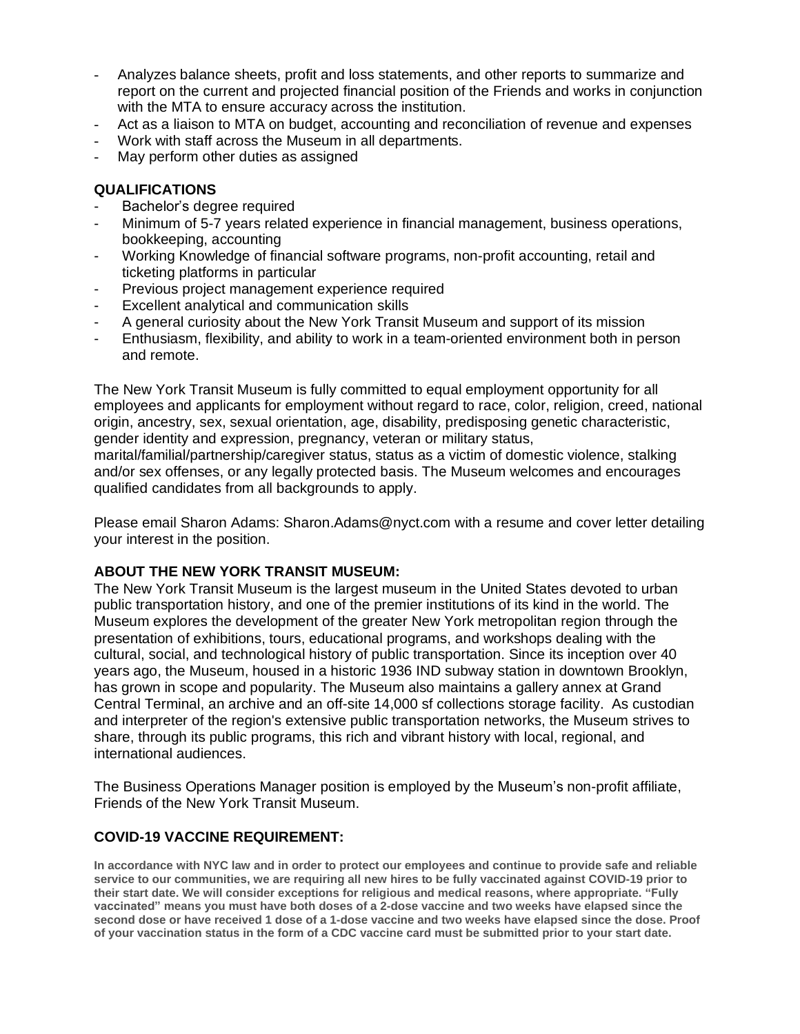- Analyzes balance sheets, profit and loss statements, and other reports to summarize and report on the current and projected financial position of the Friends and works in conjunction with the MTA to ensure accuracy across the institution.
- Act as a liaison to MTA on budget, accounting and reconciliation of revenue and expenses
- Work with staff across the Museum in all departments.
- May perform other duties as assigned

**QUALIFICATIONS**

- Bachelor's degree required
- Minimum of 5-7 years related experience in financial management, business operations, bookkeeping, accounting
- Working Knowledge of financial software programs, non-profit accounting, retail and ticketing platforms in particular
- Previous project management experience required
- Excellent analytical and communication skills
- A general curiosity about the New York Transit Museum and support of its mission
- Enthusiasm, flexibility, and ability to work in a team-oriented environment both in person and remote.

The New York Transit Museum is fully committed to equal employment opportunity for all employees and applicants for employment without regard to race, color, religion, creed, national origin, ancestry, sex, sexual orientation, age, disability, predisposing genetic characteristic, gender identity and expression, pregnancy, veteran or military status, marital/familial/partnership/caregiver status, status as a victim of domestic violence, stalking and/or sex offenses, or any legally protected basis. The Museum welcomes and encourages qualified candidates from all backgrounds to apply.

Please email Sharon Adams: Sharon.Adams@nyct.com with a resume and cover letter detailing your interest in the position.

**ABOUT THE NEW YORK TRANSIT MUSEUM:**

The New York Transit Museum is the largest museum in the United States devoted to urban public transportation history, and one of the premier institutions of its kind in the world. The Museum explores the development of the greater New York metropolitan region through the presentation of exhibitions, tours, educational programs, and workshops dealing with the cultural, social, and technological history of public transportation. Since its inception over 40 years ago, the Museum, housed in a historic 1936 IND subway station in downtown Brooklyn, has grown in scope and popularity. The Museum also maintains a gallery annex at Grand Central Terminal, an archive and an off-site 14,000 sf collections storage facility. As custodian and interpreter of the region's extensive public transportation networks, the Museum strives to share, through its public programs, this rich and vibrant history with local, regional, and international audiences.

The Business Operations Manager position is employed by the Museum's non-profit affiliate, Friends of the New York Transit Museum.

**COVID-19 VACCINE REQUIREMENT:**

**In accordance with NYC law and in order to protect our employees and continue to provide safe and reliable service to our communities, we are requiring all new hires to be fully vaccinated against COVID-19 prior to their start date. We will consider exceptions for religious and medical reasons, where appropriate. "Fully vaccinated" means you must have both doses of a 2-dose vaccine and two weeks have elapsed since the second dose or have received 1 dose of a 1-dose vaccine and two weeks have elapsed since the dose. Proof of your vaccination status in the form of a CDC vaccine card must be submitted prior to your start date.**